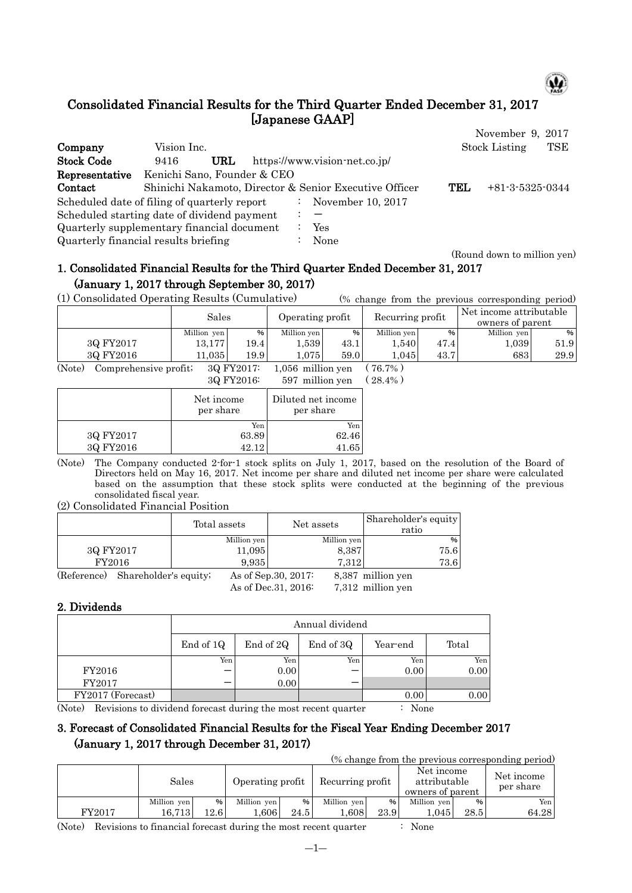# Consolidated Financial Results for the Third Quarter Ended December 31, 2017 [Japanese GAAP]

November 9, 2017

| | | | |
|---|---|---|---|
| **Company** | Vision Inc. | Stock Listing | TSE |
| **Stock Code** | 9416 **URL** https://www.vision-net.co.jp/ | | |
| **Representative** | Kenichi Sano, Founder & CEO | | |
| **Contact** | Shinichi Nakamoto, Director & Senior Executive Officer | **TEL** | +81-3-5325-0344 |

Scheduled date of filing of quarterly report : November 10, 2017
Scheduled starting date of dividend payment : －
Quarterly supplementary financial document : Yes
Quarterly financial results briefing : None

(Round down to million yen)

## 1. Consolidated Financial Results for the Third Quarter Ended December 31, 2017 (January 1, 2017 through September 30, 2017)

(1) Consolidated Operating Results (Cumulative) (% change from the previous corresponding period)

| | Sales | | Operating profit | | Recurring profit | | Net income attributable owners of parent | |
|---|---|---|---|---|---|---|---|---|
| | Million yen | % | Million yen | % | Million yen | % | Million yen | % |
| 3Q FY2017 | 13,177 | 19.4 | 1,539 | 43.1 | 1,540 | 47.4 | 1,039 | 51.9 |
| 3Q FY2016 | 11,035 | 19.9 | 1,075 | 59.0 | 1,045 | 43.7 | 683 | 29.9 |

(Note) Comprehensive profit; 3Q FY2017: 1,056 million yen (76.7%)
3Q FY2016: 597 million yen (28.4%)

| | Net income per share | Diluted net income per share |
|---|---|---|
| | Yen | Yen |
| 3Q FY2017 | 63.89 | 62.46 |
| 3Q FY2016 | 42.12 | 41.65 |

(Note) The Company conducted 2-for-1 stock splits on July 1, 2017, based on the resolution of the Board of Directors held on May 16, 2017. Net income per share and diluted net income per share were calculated based on the assumption that these stock splits were conducted at the beginning of the previous consolidated fiscal year.

(2) Consolidated Financial Position

| | Total assets | Net assets | Shareholder's equity ratio |
|---|---|---|---|
| | Million yen | Million yen | % |
| 3Q FY2017 | 11,095 | 8,387 | 75.6 |
| FY2016 | 9,935 | 7,312 | 73.6 |

(Reference) Shareholder's equity; As of Sep.30, 2017: 8,387 million yen
As of Dec.31, 2016: 7,312 million yen

## 2. Dividends

| | Annual dividend | | | | |
|---|---|---|---|---|---|
| | End of 1Q | End of 2Q | End of 3Q | Year-end | Total |
| | Yen | Yen | Yen | Yen | Yen |
| FY2016 | － | 0.00 | － | 0.00 | 0.00 |
| FY2017 | － | 0.00 | － | | |
| FY2017 (Forecast) | | | | 0.00 | 0.00 |

(Note) Revisions to dividend forecast during the most recent quarter : None

## 3. Forecast of Consolidated Financial Results for the Fiscal Year Ending December 2017 (January 1, 2017 through December 31, 2017)

(% change from the previous corresponding period)

| | Sales | | Operating profit | | Recurring profit | | Net income attributable owners of parent | | Net income per share |
|---|---|---|---|---|---|---|---|---|---|
| | Million yen | % | Million yen | % | Million yen | % | Million yen | % | Yen |
| FY2017 | 16,713 | 12.6 | 1,606 | 24.5 | 1,608 | 23.9 | 1,045 | 28.5 | 64.28 |

(Note) Revisions to financial forecast during the most recent quarter : None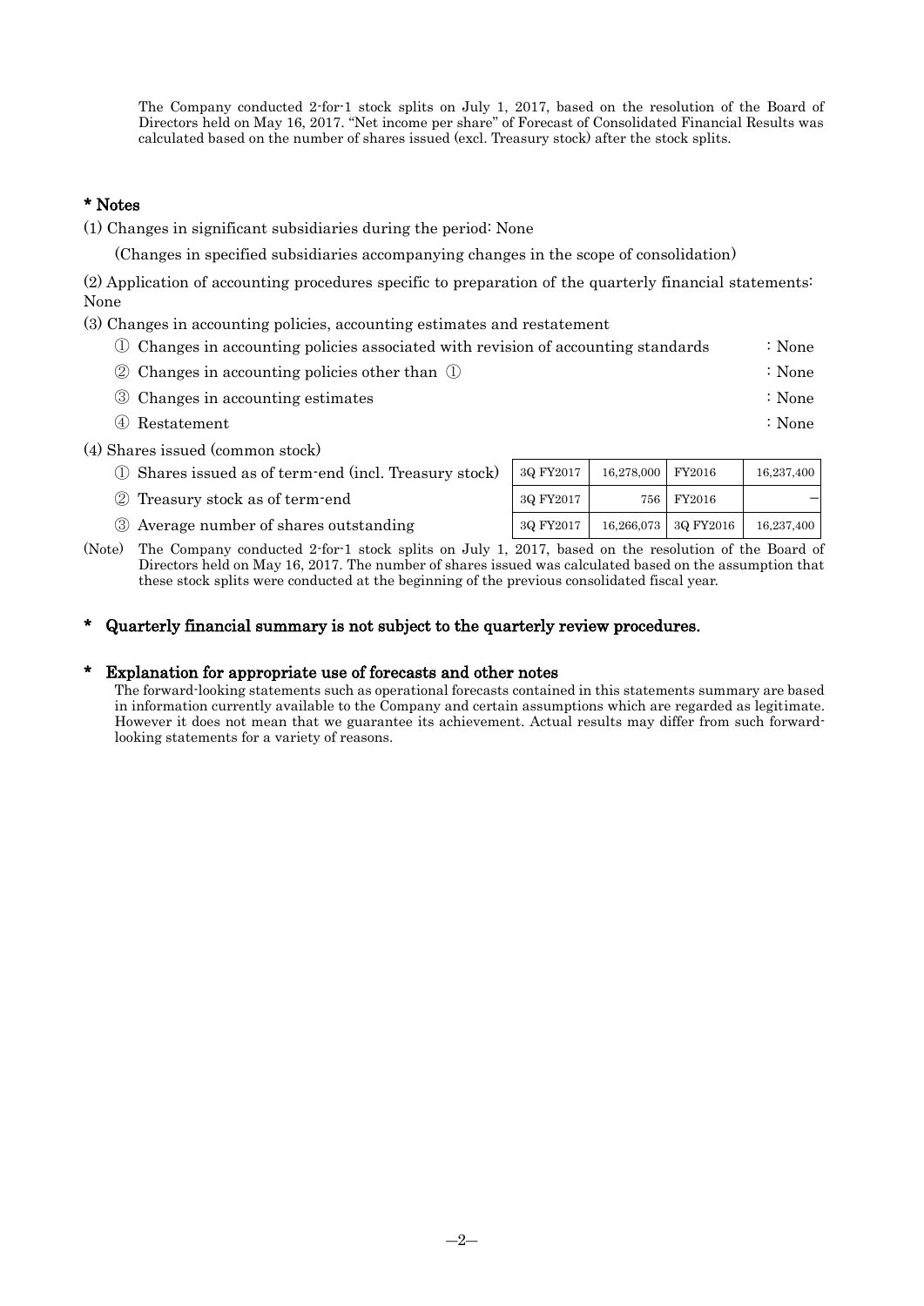The Company conducted 2-for-1 stock splits on July 1, 2017, based on the resolution of the Board of Directors held on May 16, 2017. "Net income per share" of Forecast of Consolidated Financial Results was calculated based on the number of shares issued (excl. Treasury stock) after the stock splits.

## * Notes

(1) Changes in significant subsidiaries during the period: None

(Changes in specified subsidiaries accompanying changes in the scope of consolidation)

(2) Application of accounting procedures specific to preparation of the quarterly financial statements: None

(3) Changes in accounting policies, accounting estimates and restatement

① Changes in accounting policies associated with revision of accounting standards : None

② Changes in accounting policies other than ① : None

③ Changes in accounting estimates : None

④ Restatement : None

(4) Shares issued (common stock)

| | | | | |
|---|---|---|---|---|
| ① Shares issued as of term-end (incl. Treasury stock) | 3Q FY2017 | 16,278,000 | FY2016 | 16,237,400 |
| ② Treasury stock as of term-end | 3Q FY2017 | 756 | FY2016 | – |
| ③ Average number of shares outstanding | 3Q FY2017 | 16,266,073 | 3Q FY2016 | 16,237,400 |

(Note) The Company conducted 2-for-1 stock splits on July 1, 2017, based on the resolution of the Board of Directors held on May 16, 2017. The number of shares issued was calculated based on the assumption that these stock splits were conducted at the beginning of the previous consolidated fiscal year.

## * Quarterly financial summary is not subject to the quarterly review procedures.

## * Explanation for appropriate use of forecasts and other notes

The forward-looking statements such as operational forecasts contained in this statements summary are based in information currently available to the Company and certain assumptions which are regarded as legitimate. However it does not mean that we guarantee its achievement. Actual results may differ from such forward-looking statements for a variety of reasons.